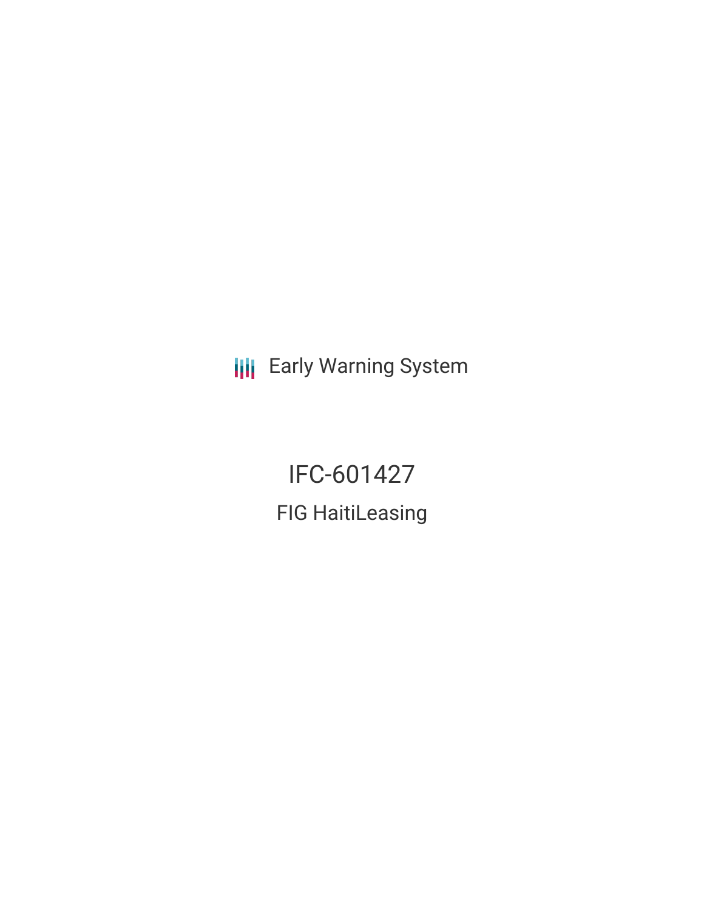Early Warning System

# IFC-601427

## FIG HaitiLeasing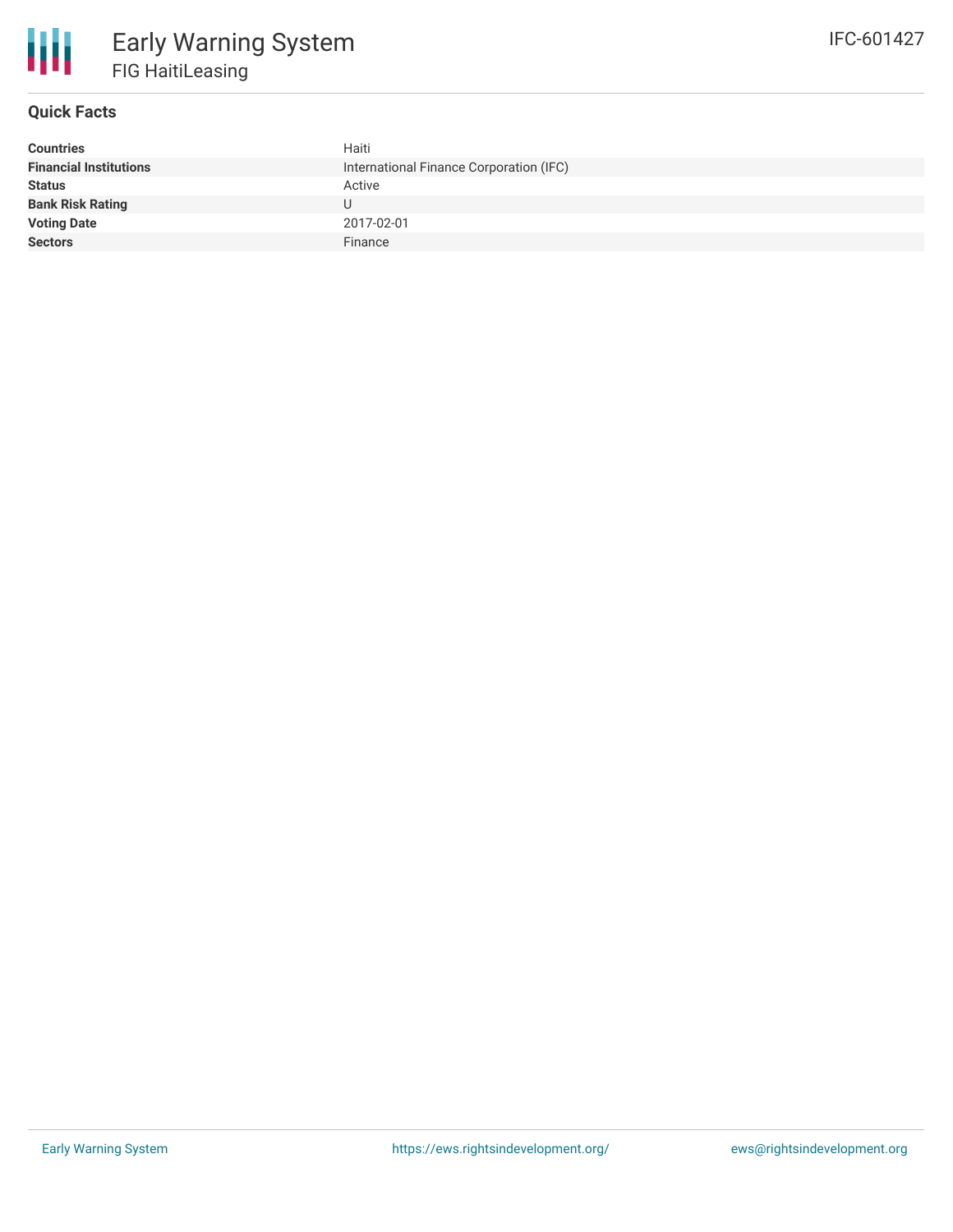# Early Warning System

## FIG HaitiLeasing

IFC-601427

### Quick Facts

| | |
|---|---|
| **Countries** | Haiti |
| **Financial Institutions** | International Finance Corporation (IFC) |
| **Status** | Active |
| **Bank Risk Rating** | U |
| **Voting Date** | 2017-02-01 |
| **Sectors** | Finance |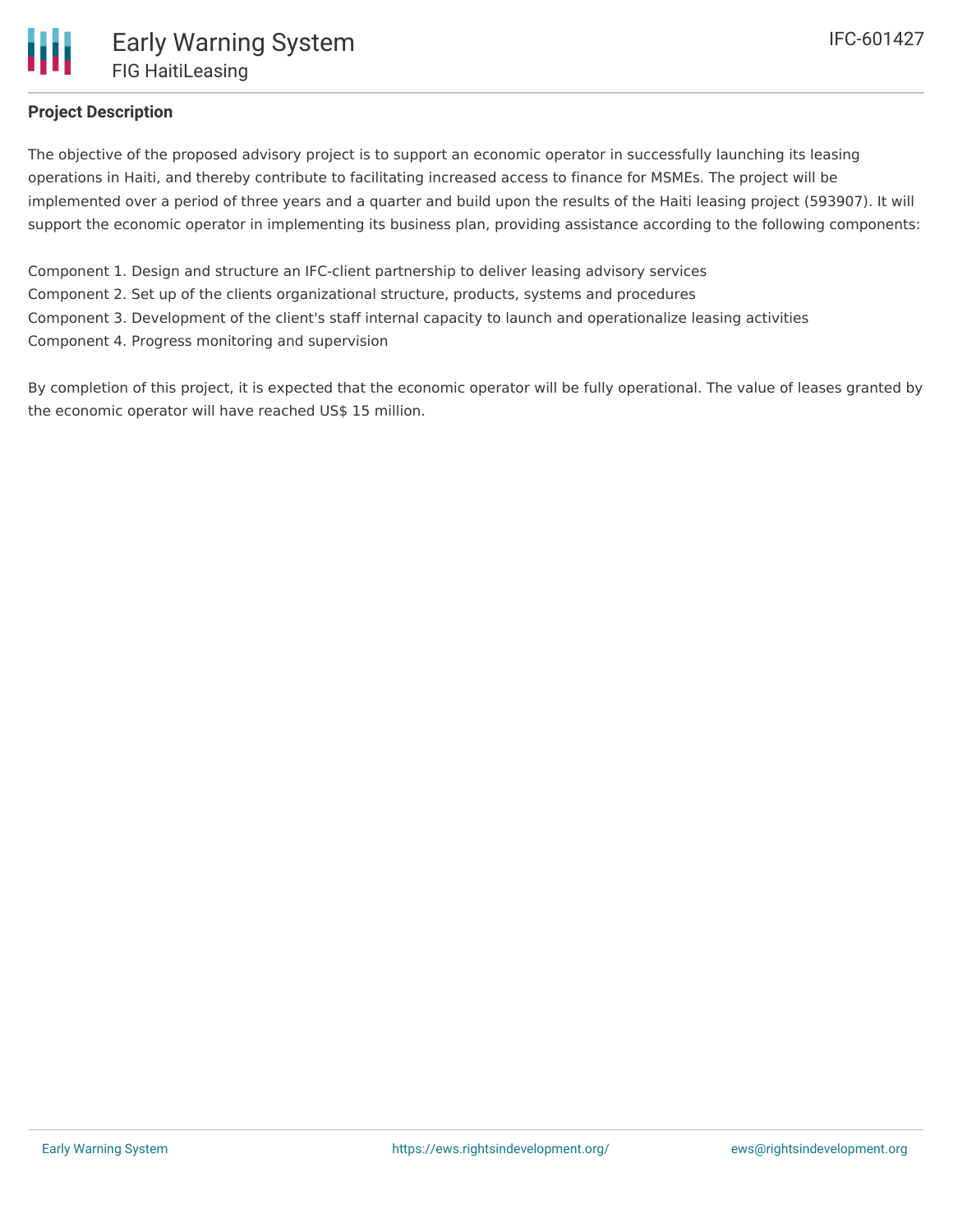## Project Description

The objective of the proposed advisory project is to support an economic operator in successfully launching its leasing operations in Haiti, and thereby contribute to facilitating increased access to finance for MSMEs. The project will be implemented over a period of three years and a quarter and build upon the results of the Haiti leasing project (593907). It will support the economic operator in implementing its business plan, providing assistance according to the following components:

Component 1. Design and structure an IFC-client partnership to deliver leasing advisory services
Component 2. Set up of the clients organizational structure, products, systems and procedures
Component 3. Development of the client's staff internal capacity to launch and operationalize leasing activities
Component 4. Progress monitoring and supervision

By completion of this project, it is expected that the economic operator will be fully operational. The value of leases granted by the economic operator will have reached US$ 15 million.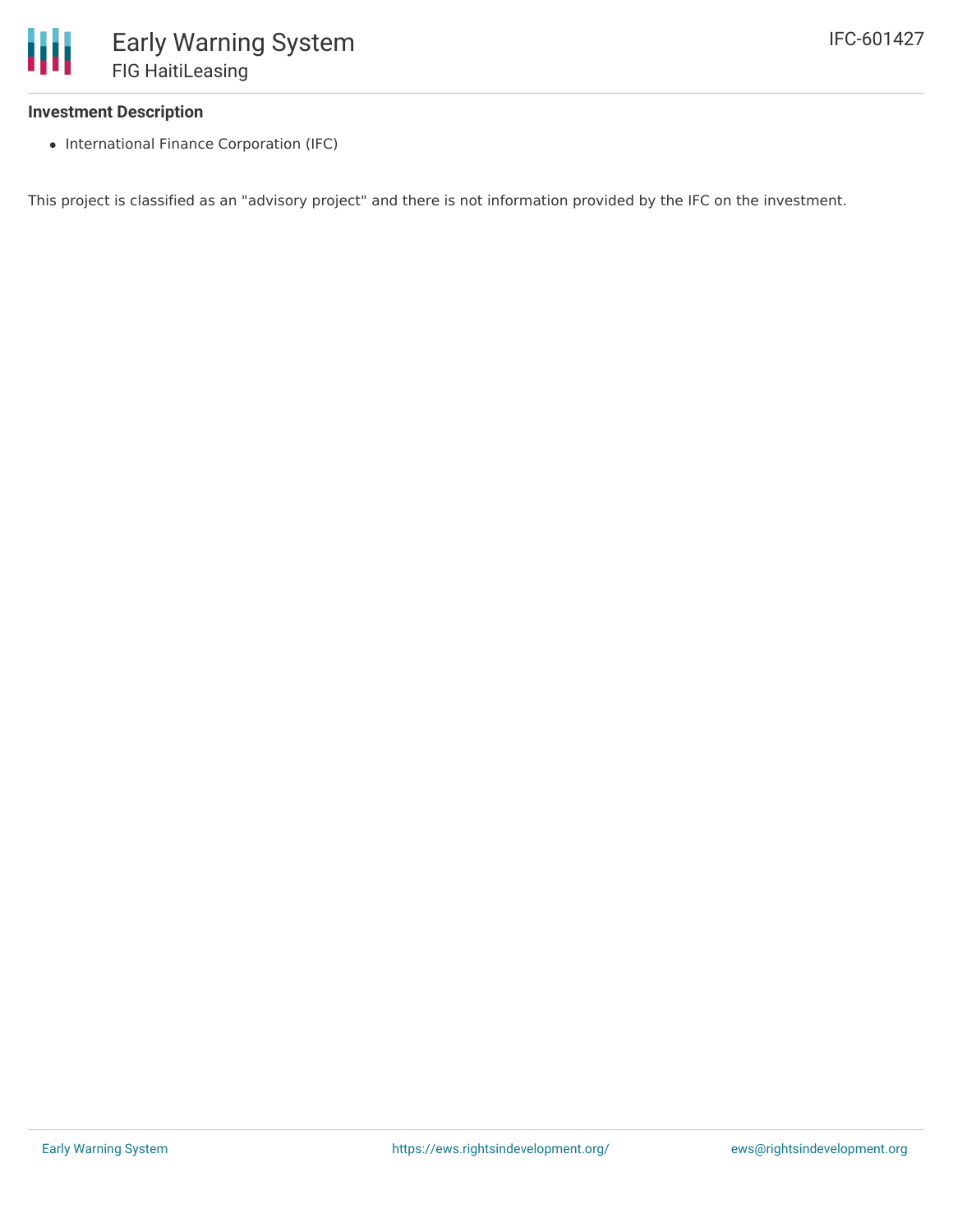### Investment Description

- International Finance Corporation (IFC)

This project is classified as an "advisory project" and there is not information provided by the IFC on the investment.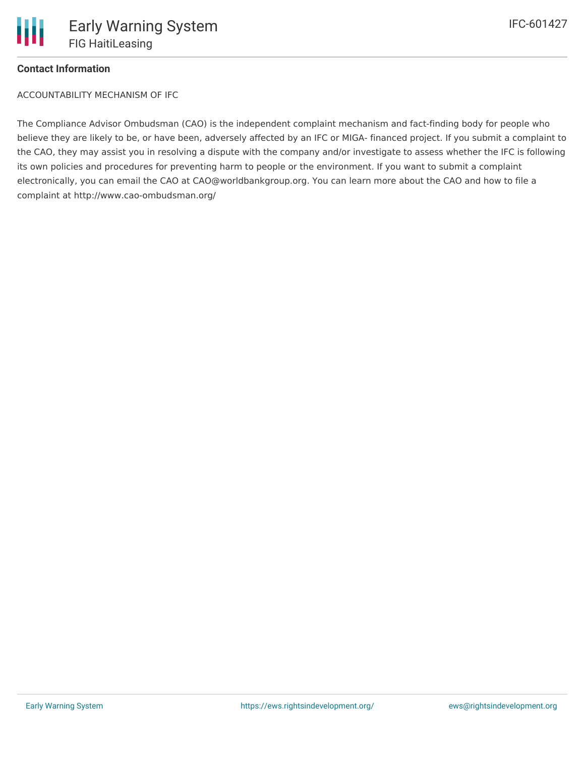**Contact Information**

ACCOUNTABILITY MECHANISM OF IFC

The Compliance Advisor Ombudsman (CAO) is the independent complaint mechanism and fact-finding body for people who believe they are likely to be, or have been, adversely affected by an IFC or MIGA- financed project. If you submit a complaint to the CAO, they may assist you in resolving a dispute with the company and/or investigate to assess whether the IFC is following its own policies and procedures for preventing harm to people or the environment. If you want to submit a complaint electronically, you can email the CAO at CAO@worldbankgroup.org. You can learn more about the CAO and how to file a complaint at http://www.cao-ombudsman.org/